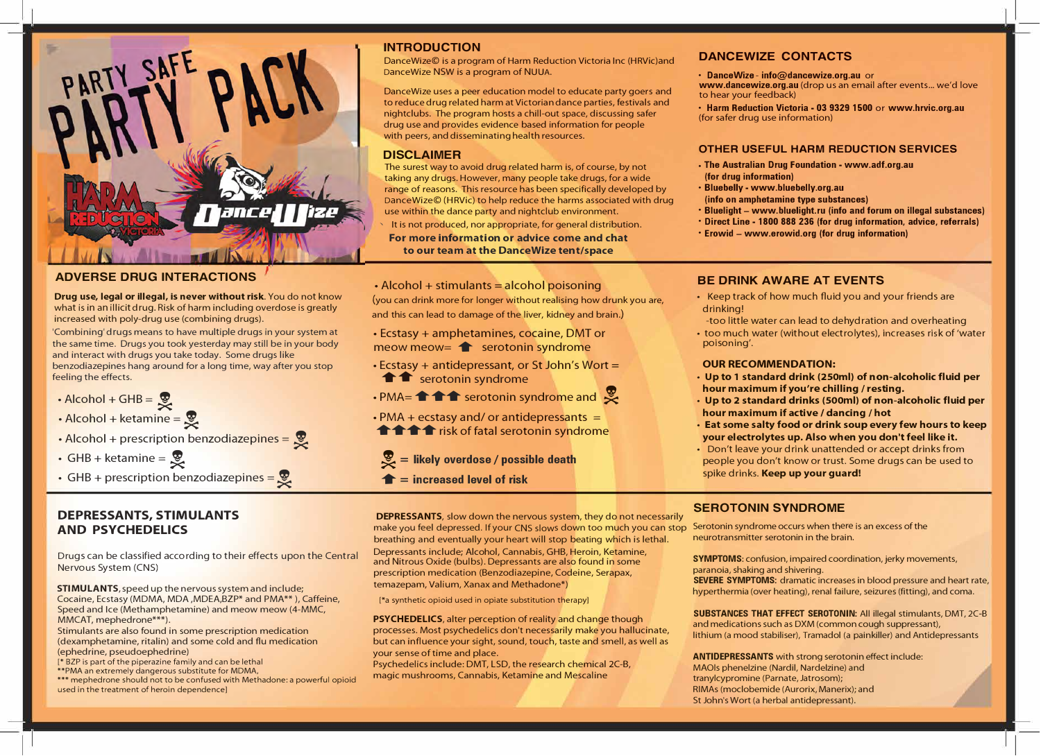# PARTY SAFE PARTY PACK

## INTRODUCTION

DanceWize© is a program of Harm Reduction Victoria Inc (HRVic)and DanceWize NSW is a program of NUUA.

DanceWize uses a peer education model to educate party goers and to reduce drug related harm at Victorian dance parties, festivals and nightclubs. The program hosts a chill-out space, discussing safer drug use and provides evidence based information for people with peers, and disseminating health resources.

## DISCLAIMER

The surest way to avoid drug related harm is, of course, by not taking any drugs. However, many people take drugs, for a wide range of reasons. This resource has been specifically developed by DanceWize© (HRVic) to help reduce the harms associated with drug use within the dance party and nightclub environment.

It is not produced, nor appropriate, for general distribution.

**For more information or advice come and chat to our team at the DanceWize tent/space**

## DANCEWIZE CONTACTS

- **DanceWize - info@dancewize.org.au** or **www.dancewize.org.au** (drop us an email after events... we'd love to hear your feedback)
- **Harm Reduction Victoria - 03 9329 1500** or **www.hrvic.org.au** (for safer drug use information)

## OTHER USEFUL HARM REDUCTION SERVICES

- **The Australian Drug Foundation - www.adf.org.au (for drug information)**
- **Bluebelly - www.bluebelly.org.au (info on amphetamine type substances)**
- **Bluelight – www.bluelight.ru (info and forum on illegal substances)**
- **Direct Line - 1800 888 236 (for drug information, advice, referrals)**
- **Erowid – www.erowid.org (for drug information)**

## ADVERSE DRUG INTERACTIONS

**Drug use, legal or illegal, is never without risk**. You do not know what is in an illicit drug. Risk of harm including overdose is greatly increased with poly-drug use (combining drugs).

'Combining' drugs means to have multiple drugs in your system at the same time. Drugs you took yesterday may still be in your body and interact with drugs you take today. Some drugs like benzodiazepines hang around for a long time, way after you stop feeling the effects.

- Alcohol + GHB = ☠
- Alcohol + ketamine = ☠
- Alcohol + prescription benzodiazepines = ☠
- GHB + ketamine = ☠
- GHB + prescription benzodiazepines = ☠

- Alcohol + stimulants = alcohol poisoning (you can drink more for longer without realising how drunk you are, and this can lead to damage of the liver, kidney and brain.)
- Ecstasy + amphetamines, cocaine, DMT or meow meow= ⬆ serotonin syndrome
- Ecstasy + antidepressant, or St John's Wort = ⬆⬆ serotonin syndrome
- PMA= ⬆⬆⬆ serotonin syndrome and ☠
- PMA + ecstasy and/ or antidepressants = ⬆⬆⬆⬆ risk of fatal serotonin syndrome

☠ = **likely overdose / possible death**

⬆ = **increased level of risk**

## BE DRINK AWARE AT EVENTS

- Keep track of how much fluid you and your friends are drinking!
  -too little water can lead to dehydration and overheating
- too much water (without electrolytes), increases risk of 'water poisoning'.

**OUR RECOMMENDATION:**

- **Up to 1 standard drink (250ml) of non-alcoholic fluid per hour maximum if you're chilling / resting.**
- **Up to 2 standard drinks (500ml) of non-alcoholic fluid per hour maximum if active / dancing / hot**
- **Eat some salty food or drink soup every few hours to keep your electrolytes up. Also when you don't feel like it.**
- Don't leave your drink unattended or accept drinks from people you don't know or trust. Some drugs can be used to spike drinks. **Keep up your guard!**

## DEPRESSANTS, STIMULANTS AND PSYCHEDELICS

Drugs can be classified according to their effects upon the Central Nervous System (CNS)

**STIMULANTS**, speed up the nervous system and include; Cocaine, Ecstasy (MDMA, MDA ,MDEA,BZP* and PMA** ), Caffeine, Speed and Ice (Methamphetamine) and meow meow (4-MMC, MMCAT, mephedrone***).

Stimulants are also found in some prescription medication (dexamphetamine, ritalin) and some cold and flu medication (ephedrine, pseudoephedrine)

[* BZP is part of the piperazine family and can be lethal

**PMA an extremely dangerous substitute for MDMA,

*** mephedrone should not to be confused with Methadone: a powerful opioid used in the treatment of heroin dependence]

**DEPRESSANTS**, slow down the nervous system, they do not necessarily make you feel depressed. If your CNS slows down too much you can stop breathing and eventually your heart will stop beating which is lethal.

Depressants include; Alcohol, Cannabis, GHB, Heroin, Ketamine and Nitrous Oxide (bulbs). Depressants are also found in some prescription medication (Benzodiazepine, Codeine, Serapax, temazepam, Valium, Xanax and Methadone*)

[*a synthetic opioid used in opiate substitution therapy]

**PSYCHEDELICS**, alter perception of reality and change though processes. Most psychedelics don't necessarily make you hallucinate, but can influence your sight, sound, touch, taste and smell, as well as your sense of time and place.

Psychedelics include: DMT, LSD, the research chemical 2C-B, magic mushrooms, Cannabis, Ketamine and Mescaline

## SEROTONIN SYNDROME

Serotonin syndrome occurs when there is an excess of the neurotransmitter serotonin in the brain.

**SYMPTOMS**: confusion, impaired coordination, jerky movements, paranoia, shaking and shivering.

**SEVERE SYMPTOMS:** dramatic increases in blood pressure and heart rate, hyperthermia (over heating), renal failure, seizures (fitting), and coma.

**SUBSTANCES THAT EFFECT SEROTONIN:** All illegal stimulants, DMT, 2C-B and medications such as DXM (common cough suppressant), lithium (a mood stabiliser), Tramadol (a painkiller) and Antidepressants

**ANTIDEPRESSANTS** with strong serotonin effect include: MAOIs phenelzine (Nardil, Nardelzine) and tranylcypromine (Parnate, Jatrosom); RIMAs (moclobemide (Aurorix, Manerix); and St John's Wort (a herbal antidepressant).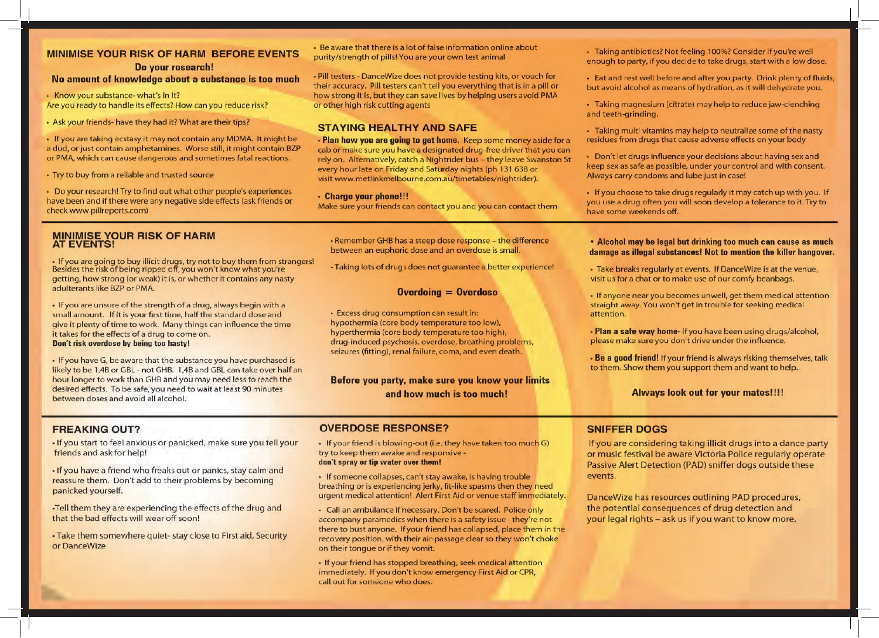## MINIMISE YOUR RISK OF HARM BEFORE EVENTS

**Do your research!**
**No amount of knowledge about a substance is too much**

- Know your substance- what's in it?
Are you ready to handle its effects? How can you reduce risk?
- Ask your friends- have they had it? What are their tips?
- If you are taking ecstasy it may not contain any MDMA. It might be a dud, or just contain amphetamines. Worse still, it might contain BZP or PMA, which can cause dangerous and sometimes fatal reactions.
- Try to buy from a reliable and trusted source
- Do your research! Try to find out what other people's experiences have been and if there were any negative side effects (ask friends or check www.pillreports.com)
- Be aware that there is a lot of false information online about purity/strength of pills! You are your own test animal
- Pill testers - DanceWize does not provide testing kits, or vouch for their accuracy. Pill testers can't tell you everything that is in a pill or how strong it is, but they can save lives by helping users avoid PMA or other high risk cutting agents

## STAYING HEALTHY AND SAFE

- **Plan how you are going to get home.** Keep some money aside for a cab or make sure you have a designated drug-free driver that you can rely on. Alternatively, catch a Nightrider bus – they leave Swanston St every hour late on Friday and Saturday nights (ph 131 638 or visit www.metlinkmelbourne.com.au/timetables/nightrider).
- **Charge your phone!!!**
Make sure your friends can contact you and you can contact them
- Taking antibiotics? Not feeling 100%? Consider if you're well enough to party, if you decide to take drugs, start with a low dose.
- Eat and rest well before and after you party. Drink plenty of fluids, but avoid alcohol as means of hydration, as it will dehydrate you.
- Taking magnesium (citrate) may help to reduce jaw-clenching and teeth-grinding.
- Taking multi vitamins may help to neutralize some of the nasty residues from drugs that cause adverse effects on your body
- Don't let drugs influence your decisions about having sex and keep sex as safe as possible, under your control and with consent. Always carry condoms and lube just in case!
- If you choose to take drugs regularly it may catch up with you. If you use a drug often you will soon develop a tolerance to it. Try to have some weekends off.

## MINIMISE YOUR RISK OF HARM AT EVENTS!

- If you are going to buy illicit drugs, try not to buy them from strangers! Besides the risk of being ripped off, you won't know what you're getting, how strong (or weak) it is, or whether it contains any nasty adulterants like BZP or PMA.
- If you are unsure of the strength of a drug, always begin with a small amount. If it is your first time, half the standard dose and give it plenty of time to work. Many things can influence the time it takes for the effects of a drug to come on.
**Don't risk overdose by being too hasty!**
- If you have G, be aware that the substance you have purchased is likely to be 1,4B or GBL - not GHB. 1,4B and GBL can take over half an hour longer to work than GHB and you may need less to reach the desired effects. To be safe, you need to wait at least 90 minutes between doses and avoid all alcohol.
- Remember GHB has a steep dose response – the difference between an euphoric dose and an overdose is small.
- Taking lots of drugs does not guarantee a better experience!

**Overdoing = Overdose**

- Excess drug consumption can result in:
hypothermia (core body temperature too low), hyperthermia (core body temperature too high), drug-induced psychosis, overdose, breathing problems, seizures (fitting), renal failure, coma, and even death.

**Before you party, make sure you know your limits and how much is too much!**

- **Alcohol may be legal but drinking too much can cause as much damage as illegal substances! Not to mention the killer hangover.**
- Take breaks regularly at events. If DanceWize is at the venue, visit us for a chat or to make use of our comfy beanbags.
- If anyone near you becomes unwell, get them medical attention straight away. You won't get in trouble for seeking medical attention.
- **Plan a safe way home**- if you have been using drugs/alcohol, please make sure you don't drive under the influence.
- **Be a good friend!** If your friend is always risking themselves, talk to them. Show them you support them and want to help.

**Always look out for your mates!!!!**

## FREAKING OUT?

- If you start to feel anxious or panicked, make sure you tell your friends and ask for help!
- If you have a friend who freaks out or panics, stay calm and reassure them. Don't add to their problems by becoming panicked yourself.
- Tell them they are experiencing the effects of the drug and that the bad effects will wear off soon!
- Take them somewhere quiet- stay close to First aid, Security or DanceWize

## OVERDOSE RESPONSE?

- If your friend is blowing-out (i.e. they have taken too much G) try to keep them awake and responsive -
**don't spray or tip water over them!**
- If someone collapses, can't stay awake, is having trouble breathing or is experiencing jerky, fit-like spasms then they need urgent medical attention! Alert First Aid or venue staff immediately.
- Call an ambulance if necessary. Don't be scared. Police only accompany paramedics when there is a safety issue - they're not there to bust anyone. If your friend has collapsed, place them in the recovery position, with their air-passage clear so they won't choke on their tongue or if they vomit.
- If your friend has stopped breathing, seek medical attention immediately. If you don't know emergency First Aid or CPR, call out for someone who does.

## SNIFFER DOGS

If you are considering taking illicit drugs into a dance party or music festival be aware Victoria Police regularly operate Passive Alert Detection (PAD) sniffer dogs outside these events.

DanceWize has resources outlining PAD procedures, the potential consequences of drug detection and your legal rights – ask us if you want to know more.